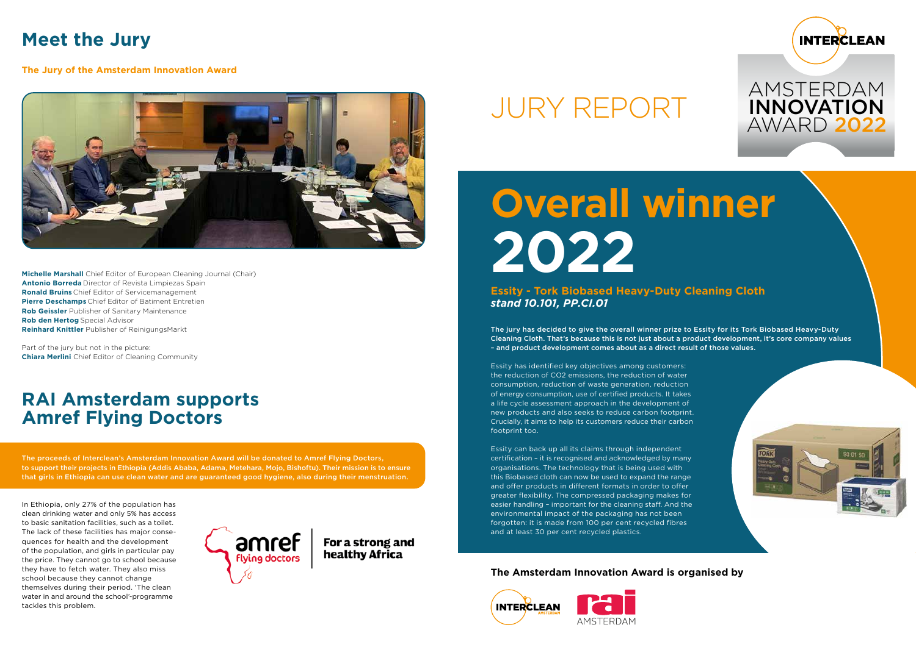# Meet the Jury

**The Jury of the Amsterdam Innovation Award**

**Michelle Marshall** Chief Editor of European Cleaning Journal (Chair)
**Antonio Borreda** Director of Revista Limpiezas Spain
**Ronald Bruins** Chief Editor of Servicemanagement
**Pierre Deschamps** Chief Editor of Batiment Entretien
**Rob Geissler** Publisher of Sanitary Maintenance
**Rob den Hertog** Special Advisor
**Reinhard Knittler** Publisher of ReinigungsMarkt

Part of the jury but not in the picture:
**Chiara Merlini** Chief Editor of Cleaning Community

# RAI Amsterdam supports Amref Flying Doctors

**The proceeds of Interclean's Amsterdam Innovation Award will be donated to Amref Flying Doctors, to support their projects in Ethiopia (Addis Ababa, Adama, Metehara, Mojo, Bishoftu). Their mission is to ensure that girls in Ethiopia can use clean water and are guaranteed good hygiene, also during their menstruation.**

In Ethiopia, only 27% of the population has clean drinking water and only 5% has access to basic sanitation facilities, such as a toilet. The lack of these facilities has major consequences for health and the development of the population, and girls in particular pay the price. They cannot go to school because they have to fetch water. They also miss school because they cannot change themselves during their period. 'The clean water in and around the school'-programme tackles this problem.

amref flying doctors — For a strong and healthy Africa

# JURY REPORT

INTERCLEAN AMSTERDAM INNOVATION AWARD 2022

# Overall winner 2022

**Essity - Tork Biobased Heavy-Duty Cleaning Cloth**
***stand 10.101, PP.CI.01***

**The jury has decided to give the overall winner prize to Essity for its Tork Biobased Heavy-Duty Cleaning Cloth. That's because this is not just about a product development, it's core company values – and product development comes about as a direct result of those values.**

Essity has identified key objectives among customers: the reduction of $CO_2$ emissions, the reduction of water consumption, reduction of waste generation, reduction of energy consumption, use of certified products. It takes a life cycle assessment approach in the development of new products and also seeks to reduce carbon footprint. Crucially, it aims to help its customers reduce their carbon footprint too.

Essity can back up all its claims through independent certification – it is recognised and acknowledged by many organisations. The technology that is being used with this Biobased cloth can now be used to expand the range and offer products in different formats in order to offer greater flexibility. The compressed packaging makes for easier handling – important for the cleaning staff. And the environmental impact of the packaging has not been forgotten: it is made from 100 per cent recycled fibres and at least 30 per cent recycled plastics.

**The Amsterdam Innovation Award is organised by**

INTERCLEAN AMSTERDAM — rai AMSTERDAM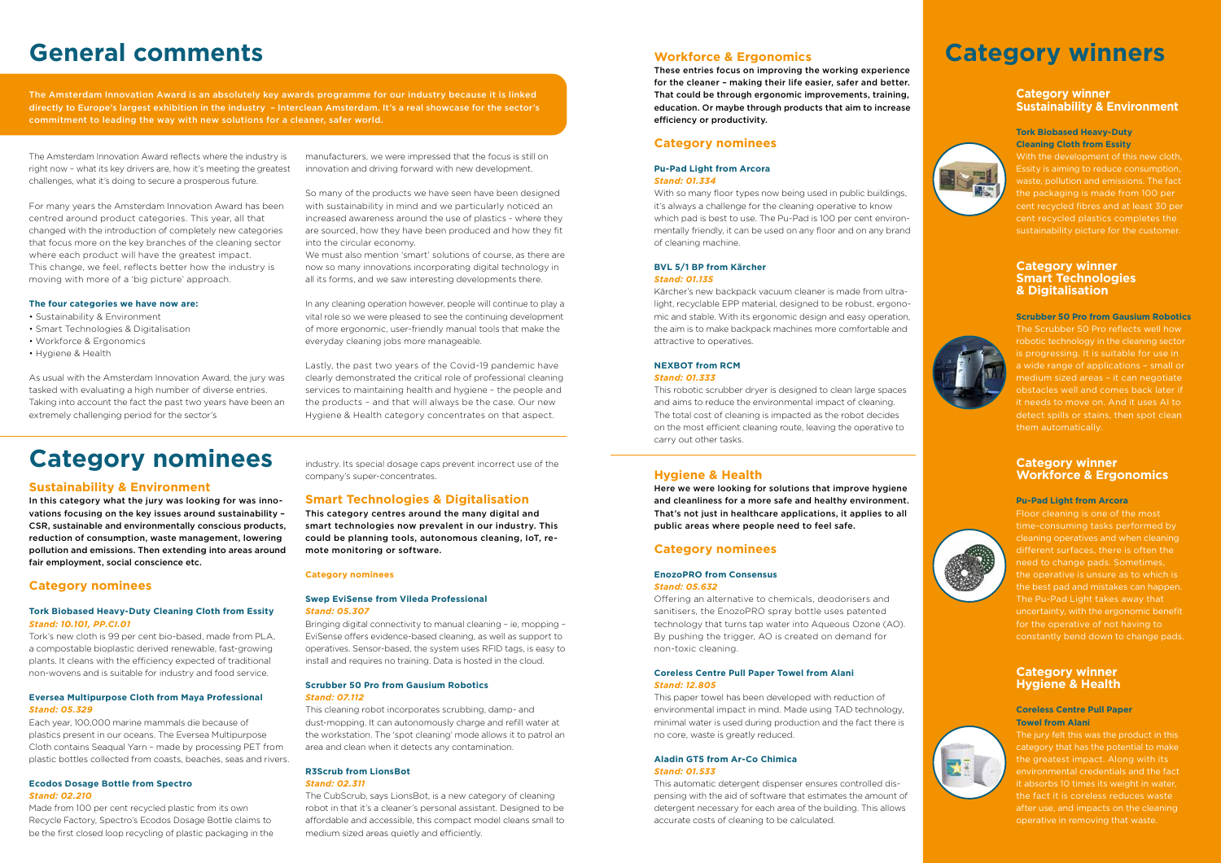# General comments

**The Amsterdam Innovation Award is an absolutely key awards programme for our industry because it is linked directly to Europe's largest exhibition in the industry – Interclean Amsterdam. It's a real showcase for the sector's commitment to leading the way with new solutions for a cleaner, safer world.**

The Amsterdam Innovation Award reflects where the industry is right now – what its key drivers are, how it's meeting the greatest challenges, what it's doing to secure a prosperous future.

For many years the Amsterdam Innovation Award has been centred around product categories. This year, all that changed with the introduction of completely new categories that focus more on the key branches of the cleaning sector where each product will have the greatest impact. This change, we feel, reflects better how the industry is moving with more of a 'big picture' approach.

**The four categories we have now are:**

- Sustainability & Environment
- Smart Technologies & Digitalisation
- Workforce & Ergonomics
- Hygiene & Health

As usual with the Amsterdam Innovation Award, the jury was tasked with evaluating a high number of diverse entries. Taking into account the fact the past two years have been an extremely challenging period for the sector's manufacturers, we were impressed that the focus is still on innovation and driving forward with new development.

So many of the products we have seen have been designed with sustainability in mind and we particularly noticed an increased awareness around the use of plastics - where they are sourced, how they have been produced and how they fit into the circular economy.

We must also mention 'smart' solutions of course, as there are now so many innovations incorporating digital technology in all its forms, and we saw interesting developments there.

In any cleaning operation however, people will continue to play a vital role so we were pleased to see the continuing development of more ergonomic, user-friendly manual tools that make the everyday cleaning jobs more manageable.

Lastly, the past two years of the Covid-19 pandemic have clearly demonstrated the critical role of professional cleaning services to maintaining health and hygiene – the people and the products – and that will always be the case. Our new Hygiene & Health category concentrates on that aspect.

# Category nominees

## Sustainability & Environment

**In this category what the jury was looking for was innovations focusing on the key issues around sustainability – CSR, sustainable and environmentally conscious products, reduction of consumption, waste management, lowering pollution and emissions. Then extending into areas around fair employment, social conscience etc.**

### Category nominees

#### Tork Biobased Heavy-Duty Cleaning Cloth from Essity
***Stand: 10.101, PP.Cl.01***

Tork's new cloth is 99 per cent bio-based, made from PLA, a compostable bioplastic derived renewable, fast-growing plants. It cleans with the efficiency expected of traditional non-wovens and is suitable for industry and food service.

#### Eversea Multipurpose Cloth from Maya Professional
***Stand: 05.329***

Each year, 100,000 marine mammals die because of plastics present in our oceans. The Eversea Multipurpose Cloth contains Seaqual Yarn – made by processing PET from plastic bottles collected from coasts, beaches, seas and rivers.

#### Ecodos Dosage Bottle from Spectro
***Stand: 02.210***

Made from 100 per cent recycled plastic from its own Recycle Factory, Spectro's Ecodos Dosage Bottle claims to be the first closed loop recycling of plastic packaging in the industry. Its special dosage caps prevent incorrect use of the company's super-concentrates.

## Smart Technologies & Digitalisation

**This category centres around the many digital and smart technologies now prevalent in our industry. This could be planning tools, autonomous cleaning, IoT, remote monitoring or software.**

### Category nominees

#### Swep EviSense from Vileda Professional
***Stand: 05.307***

Bringing digital connectivity to manual cleaning – ie, mopping – EviSense offers evidence-based cleaning, as well as support to operatives. Sensor-based, the system uses RFID tags, is easy to install and requires no training. Data is hosted in the cloud.

#### Scrubber 50 Pro from Gausium Robotics
***Stand: 07.112***

This cleaning robot incorporates scrubbing, damp- and dust-mopping. It can autonomously charge and refill water at the workstation. The 'spot cleaning' mode allows it to patrol an area and clean when it detects any contamination.

#### R3Scrub from LionsBot
***Stand: 02.311***

The CubScrub, says LionsBot, is a new category of cleaning robot in that it's a cleaner's personal assistant. Designed to be affordable and accessible, this compact model cleans small to medium sized areas quietly and efficiently.

## Workforce & Ergonomics

**These entries focus on improving the working experience for the cleaner – making their life easier, safer and better. That could be through ergonomic improvements, training, education. Or maybe through products that aim to increase efficiency or productivity.**

### Category nominees

#### Pu-Pad Light from Arcora
***Stand: 01.334***

With so many floor types now being used in public buildings, it's always a challenge for the cleaning operative to know which pad is best to use. The Pu-Pad is 100 per cent environmentally friendly, it can be used on any floor and on any brand of cleaning machine.

#### BVL 5/1 BP from Kärcher
***Stand: 01.135***

Kärcher's new backpack vacuum cleaner is made from ultra-light, recyclable EPP material, designed to be robust, ergonomic and stable. With its ergonomic design and easy operation, the aim is to make backpack machines more comfortable and attractive to operatives.

#### NEXBOT from RCM
***Stand: 01.333***

This robotic scrubber dryer is designed to clean large spaces and aims to reduce the environmental impact of cleaning. The total cost of cleaning is impacted as the robot decides on the most efficient cleaning route, leaving the operative to carry out other tasks.

## Hygiene & Health

**Here we were looking for solutions that improve hygiene and cleanliness for a more safe and healthy environment. That's not just in healthcare applications, it applies to all public areas where people need to feel safe.**

### Category nominees

#### EnozoPRO from Consensus
***Stand: 05.632***

Offering an alternative to chemicals, deodorisers and sanitisers, the EnozoPRO spray bottle uses patented technology that turns tap water into Aqueous Ozone (AO). By pushing the trigger, AO is created on demand for non-toxic cleaning.

#### Coreless Centre Pull Paper Towel from Alani
***Stand: 12.805***

This paper towel has been developed with reduction of environmental impact in mind. Made using TAD technology, minimal water is used during production and the fact there is no core, waste is greatly reduced.

#### Aladin GT5 from Ar-Co Chimica
***Stand: 01.533***

This automatic detergent dispenser ensures controlled dispensing with the aid of software that estimates the amount of detergent necessary for each area of the building. This allows accurate costs of cleaning to be calculated.

# Category winners

## Category winner Sustainability & Environment

#### Tork Biobased Heavy-Duty Cleaning Cloth from Essity

With the development of this new cloth, Essity is aiming to reduce consumption, waste, pollution and emissions. The fact the packaging is made from 100 per cent recycled fibres and at least 30 per cent recycled plastics completes the sustainability picture for the customer.

## Category winner Smart Technologies & Digitalisation

#### Scrubber 50 Pro from Gausium Robotics

The Scrubber 50 Pro reflects well how robotic technology in the cleaning sector is progressing. It is suitable for use in a wide range of applications – small or medium sized areas – it can negotiate obstacles well and comes back later if it needs to move on. And it uses AI to detect spills or stains, then spot clean them automatically.

## Category winner Workforce & Ergonomics

#### Pu-Pad Light from Arcora

Floor cleaning is one of the most time-consuming tasks performed by cleaning operatives and when cleaning different surfaces, there is often the need to change pads. Sometimes, the operative is unsure as to which is the best pad and mistakes can happen. The Pu-Pad Light takes away that uncertainty, with the ergonomic benefit for the operative of not having to constantly bend down to change pads.

## Category winner Hygiene & Health

#### Coreless Centre Pull Paper Towel from Alani

The jury felt this was the product in this category that has the potential to make the greatest impact. Along with its environmental credentials and the fact it absorbs 10 times its weight in water, the fact it is coreless reduces waste after use, and impacts on the cleaning operative in removing that waste.